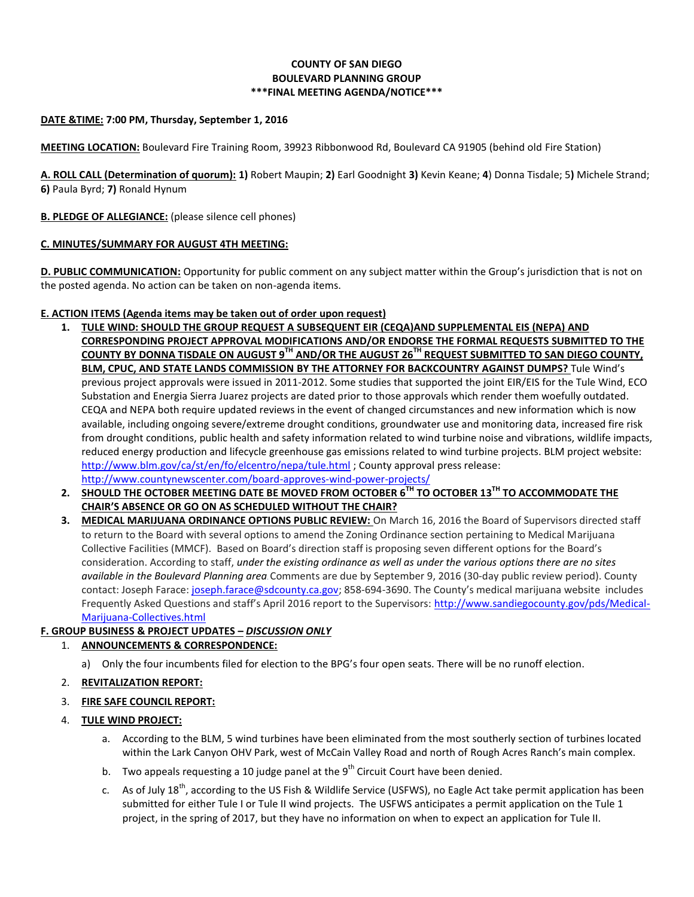**COUNTY OF SAN DIEGO**
**BOULEVARD PLANNING GROUP**
**\*\*\*FINAL MEETING AGENDA/NOTICE\*\*\***

**DATE &TIME: 7:00 PM, Thursday, September 1, 2016**

**MEETING LOCATION:** Boulevard Fire Training Room, 39923 Ribbonwood Rd, Boulevard CA 91905 (behind old Fire Station)

**A. ROLL CALL (Determination of quorum): 1)** Robert Maupin; **2)** Earl Goodnight **3)** Kevin Keane; **4**) Donna Tisdale; 5**)** Michele Strand; **6)** Paula Byrd; **7)** Ronald Hynum

**B. PLEDGE OF ALLEGIANCE:** (please silence cell phones)

**C. MINUTES/SUMMARY FOR AUGUST 4TH MEETING:**

**D. PUBLIC COMMUNICATION:** Opportunity for public comment on any subject matter within the Group's jurisdiction that is not on the posted agenda. No action can be taken on non-agenda items.

**E. ACTION ITEMS (Agenda items may be taken out of order upon request)**

1. **TULE WIND: SHOULD THE GROUP REQUEST A SUBSEQUENT EIR (CEQA)AND SUPPLEMENTAL EIS (NEPA) AND CORRESPONDING PROJECT APPROVAL MODIFICATIONS AND/OR ENDORSE THE FORMAL REQUESTS SUBMITTED TO THE COUNTY BY DONNA TISDALE ON AUGUST 9TH AND/OR THE AUGUST 26TH REQUEST SUBMITTED TO SAN DIEGO COUNTY, BLM, CPUC, AND STATE LANDS COMMISSION BY THE ATTORNEY FOR BACKCOUNTRY AGAINST DUMPS?** Tule Wind's previous project approvals were issued in 2011-2012. Some studies that supported the joint EIR/EIS for the Tule Wind, ECO Substation and Energia Sierra Juarez projects are dated prior to those approvals which render them woefully outdated. CEQA and NEPA both require updated reviews in the event of changed circumstances and new information which is now available, including ongoing severe/extreme drought conditions, groundwater use and monitoring data, increased fire risk from drought conditions, public health and safety information related to wind turbine noise and vibrations, wildlife impacts, reduced energy production and lifecycle greenhouse gas emissions related to wind turbine projects. BLM project website: http://www.blm.gov/ca/st/en/fo/elcentro/nepa/tule.html ; County approval press release: http://www.countynewscenter.com/board-approves-wind-power-projects/
2. **SHOULD THE OCTOBER MEETING DATE BE MOVED FROM OCTOBER 6TH TO OCTOBER 13TH TO ACCOMMODATE THE CHAIR'S ABSENCE OR GO ON AS SCHEDULED WITHOUT THE CHAIR?**
3. **MEDICAL MARIJUANA ORDINANCE OPTIONS PUBLIC REVIEW:** On March 16, 2016 the Board of Supervisors directed staff to return to the Board with several options to amend the Zoning Ordinance section pertaining to Medical Marijuana Collective Facilities (MMCF). Based on Board's direction staff is proposing seven different options for the Board's consideration. According to staff, *under the existing ordinance as well as under the various options there are no sites available in the Boulevard Planning area*. Comments are due by September 9, 2016 (30-day public review period). County contact: Joseph Farace: joseph.farace@sdcounty.ca.gov; 858-694-3690. The County's medical marijuana website includes Frequently Asked Questions and staff's April 2016 report to the Supervisors: http://www.sandiegocounty.gov/pds/Medical-Marijuana-Collectives.html

**F. GROUP BUSINESS & PROJECT UPDATES – *DISCUSSION ONLY***

1. **ANNOUNCEMENTS & CORRESPONDENCE:**
   a) Only the four incumbents filed for election to the BPG's four open seats. There will be no runoff election.
2. **REVITALIZATION REPORT:**
3. **FIRE SAFE COUNCIL REPORT:**
4. **TULE WIND PROJECT:**
   a. According to the BLM, 5 wind turbines have been eliminated from the most southerly section of turbines located within the Lark Canyon OHV Park, west of McCain Valley Road and north of Rough Acres Ranch's main complex.
   b. Two appeals requesting a 10 judge panel at the 9th Circuit Court have been denied.
   c. As of July 18th, according to the US Fish & Wildlife Service (USFWS), no Eagle Act take permit application has been submitted for either Tule I or Tule II wind projects. The USFWS anticipates a permit application on the Tule 1 project, in the spring of 2017, but they have no information on when to expect an application for Tule II.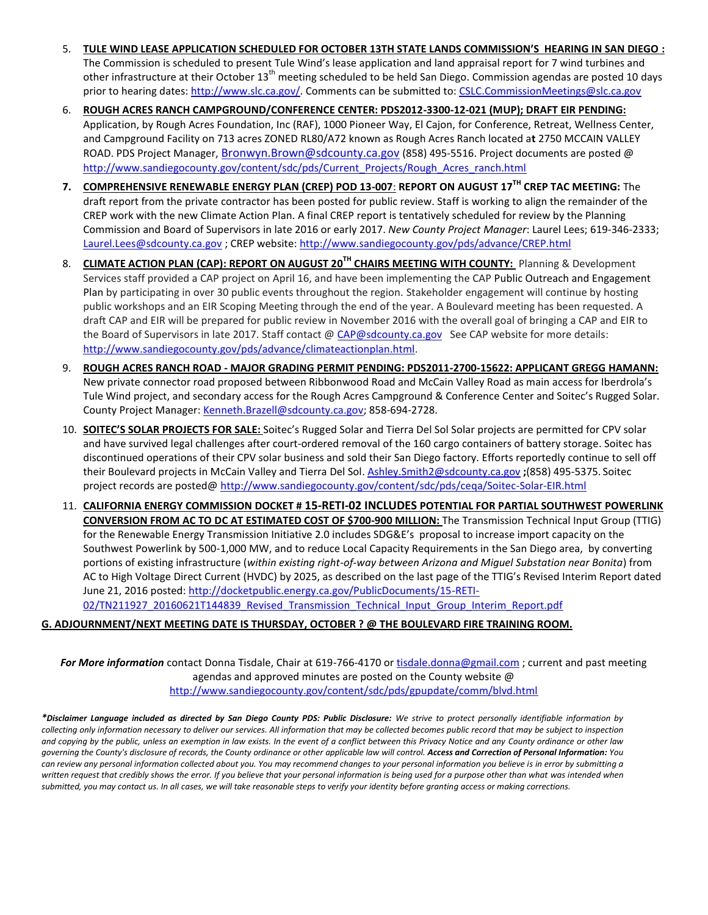5. **TULE WIND LEASE APPLICATION SCHEDULED FOR OCTOBER 13TH STATE LANDS COMMISSION'S HEARING IN SAN DIEGO :** The Commission is scheduled to present Tule Wind's lease application and land appraisal report for 7 wind turbines and other infrastructure at their October 13th meeting scheduled to be held San Diego. Commission agendas are posted 10 days prior to hearing dates: http://www.slc.ca.gov/. Comments can be submitted to: CSLC.CommissionMeetings@slc.ca.gov

6. **ROUGH ACRES RANCH CAMPGROUND/CONFERENCE CENTER: PDS2012-3300-12-021 (MUP); DRAFT EIR PENDING:** Application, by Rough Acres Foundation, Inc (RAF), 1000 Pioneer Way, El Cajon, for Conference, Retreat, Wellness Center, and Campground Facility on 713 acres ZONED RL80/A72 known as Rough Acres Ranch located at 2750 MCCAIN VALLEY ROAD. PDS Project Manager, Bronwyn.Brown@sdcounty.ca.gov (858) 495-5516. Project documents are posted @ http://www.sandiegocounty.gov/content/sdc/pds/Current_Projects/Rough_Acres_ranch.html

7. **COMPREHENSIVE RENEWABLE ENERGY PLAN (CREP) POD 13-007: REPORT ON AUGUST 17TH CREP TAC MEETING:** The draft report from the private contractor has been posted for public review. Staff is working to align the remainder of the CREP work with the new Climate Action Plan. A final CREP report is tentatively scheduled for review by the Planning Commission and Board of Supervisors in late 2016 or early 2017. *New County Project Manager*: Laurel Lees; 619-346-2333; Laurel.Lees@sdcounty.ca.gov ; CREP website: http://www.sandiegocounty.gov/pds/advance/CREP.html

8. **CLIMATE ACTION PLAN (CAP): REPORT ON AUGUST 20TH CHAIRS MEETING WITH COUNTY:** Planning & Development Services staff provided a CAP project on April 16, and have been implementing the CAP Public Outreach and Engagement Plan by participating in over 30 public events throughout the region. Stakeholder engagement will continue by hosting public workshops and an EIR Scoping Meeting through the end of the year. A Boulevard meeting has been requested. A draft CAP and EIR will be prepared for public review in November 2016 with the overall goal of bringing a CAP and EIR to the Board of Supervisors in late 2017. Staff contact @ CAP@sdcounty.ca.gov See CAP website for more details: http://www.sandiegocounty.gov/pds/advance/climateactionplan.html.

9. **ROUGH ACRES RANCH ROAD - MAJOR GRADING PERMIT PENDING: PDS2011-2700-15622: APPLICANT GREGG HAMANN:** New private connector road proposed between Ribbonwood Road and McCain Valley Road as main access for Iberdrola's Tule Wind project, and secondary access for the Rough Acres Campground & Conference Center and Soitec's Rugged Solar. County Project Manager: Kenneth.Brazell@sdcounty.ca.gov; 858-694-2728.

10. **SOITEC'S SOLAR PROJECTS FOR SALE:** Soitec's Rugged Solar and Tierra Del Sol Solar projects are permitted for CPV solar and have survived legal challenges after court-ordered removal of the 160 cargo containers of battery storage. Soitec has discontinued operations of their CPV solar business and sold their San Diego factory. Efforts reportedly continue to sell off their Boulevard projects in McCain Valley and Tierra Del Sol. Ashley.Smith2@sdcounty.ca.gov **;**(858) 495-5375. Soitec project records are posted@ http://www.sandiegocounty.gov/content/sdc/pds/ceqa/Soitec-Solar-EIR.html

11. **CALIFORNIA ENERGY COMMISSION DOCKET # 15-RETI-02 INCLUDES POTENTIAL FOR PARTIAL SOUTHWEST POWERLINK CONVERSION FROM AC TO DC AT ESTIMATED COST OF $700-900 MILLION:** The Transmission Technical Input Group (TTIG) for the Renewable Energy Transmission Initiative 2.0 includes SDG&E's proposal to increase import capacity on the Southwest Powerlink by 500-1,000 MW, and to reduce Local Capacity Requirements in the San Diego area, by converting portions of existing infrastructure (*within existing right-of-way between Arizona and Miguel Substation near Bonita*) from AC to High Voltage Direct Current (HVDC) by 2025, as described on the last page of the TTIG's Revised Interim Report dated June 21, 2016 posted: http://docketpublic.energy.ca.gov/PublicDocuments/15-RETI-02/TN211927_20160621T144839_Revised_Transmission_Technical_Input_Group_Interim_Report.pdf

**G. ADJOURNMENT/NEXT MEETING DATE IS THURSDAY, OCTOBER ? @ THE BOULEVARD FIRE TRAINING ROOM.**

***For More information*** contact Donna Tisdale, Chair at 619-766-4170 or tisdale.donna@gmail.com ; current and past meeting agendas and approved minutes are posted on the County website @ http://www.sandiegocounty.gov/content/sdc/pds/gpupdate/comm/blvd.html

****Disclaimer Language included as directed by San Diego County PDS: Public Disclosure:** We strive to protect personally identifiable information by collecting only information necessary to deliver our services. All information that may be collected becomes public record that may be subject to inspection and copying by the public, unless an exemption in law exists. In the event of a conflict between this Privacy Notice and any County ordinance or other law governing the County's disclosure of records, the County ordinance or other applicable law will control. **Access and Correction of Personal Information:** You can review any personal information collected about you. You may recommend changes to your personal information you believe is in error by submitting a written request that credibly shows the error. If you believe that your personal information is being used for a purpose other than what was intended when submitted, you may contact us. In all cases, we will take reasonable steps to verify your identity before granting access or making corrections.*